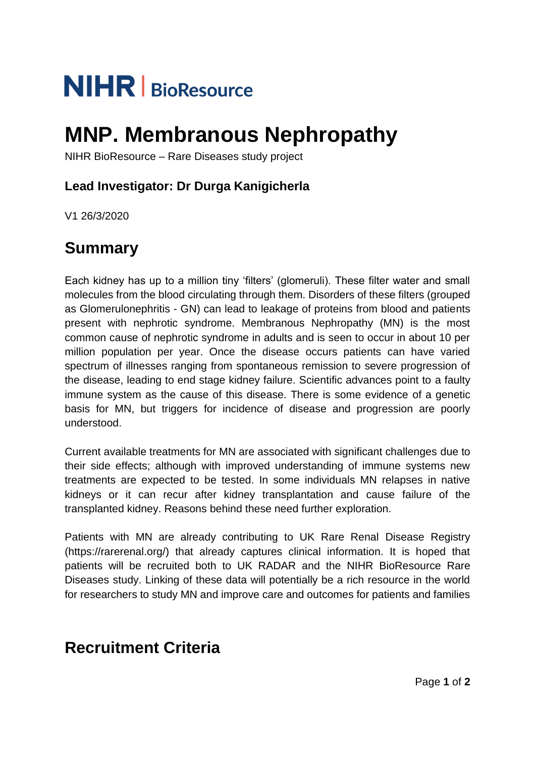NIHR | BioResource

# MNP. Membranous Nephropathy

NIHR BioResource – Rare Diseases study project

### Lead Investigator: Dr Durga Kanigicherla

V1 26/3/2020

## Summary

Each kidney has up to a million tiny 'filters' (glomeruli). These filter water and small molecules from the blood circulating through them. Disorders of these filters (grouped as Glomerulonephritis - GN) can lead to leakage of proteins from blood and patients present with nephrotic syndrome. Membranous Nephropathy (MN) is the most common cause of nephrotic syndrome in adults and is seen to occur in about 10 per million population per year. Once the disease occurs patients can have varied spectrum of illnesses ranging from spontaneous remission to severe progression of the disease, leading to end stage kidney failure. Scientific advances point to a faulty immune system as the cause of this disease. There is some evidence of a genetic basis for MN, but triggers for incidence of disease and progression are poorly understood.

Current available treatments for MN are associated with significant challenges due to their side effects; although with improved understanding of immune systems new treatments are expected to be tested. In some individuals MN relapses in native kidneys or it can recur after kidney transplantation and cause failure of the transplanted kidney. Reasons behind these need further exploration.

Patients with MN are already contributing to UK Rare Renal Disease Registry (https://rarerenal.org/) that already captures clinical information. It is hoped that patients will be recruited both to UK RADAR and the NIHR BioResource Rare Diseases study. Linking of these data will potentially be a rich resource in the world for researchers to study MN and improve care and outcomes for patients and families

## Recruitment Criteria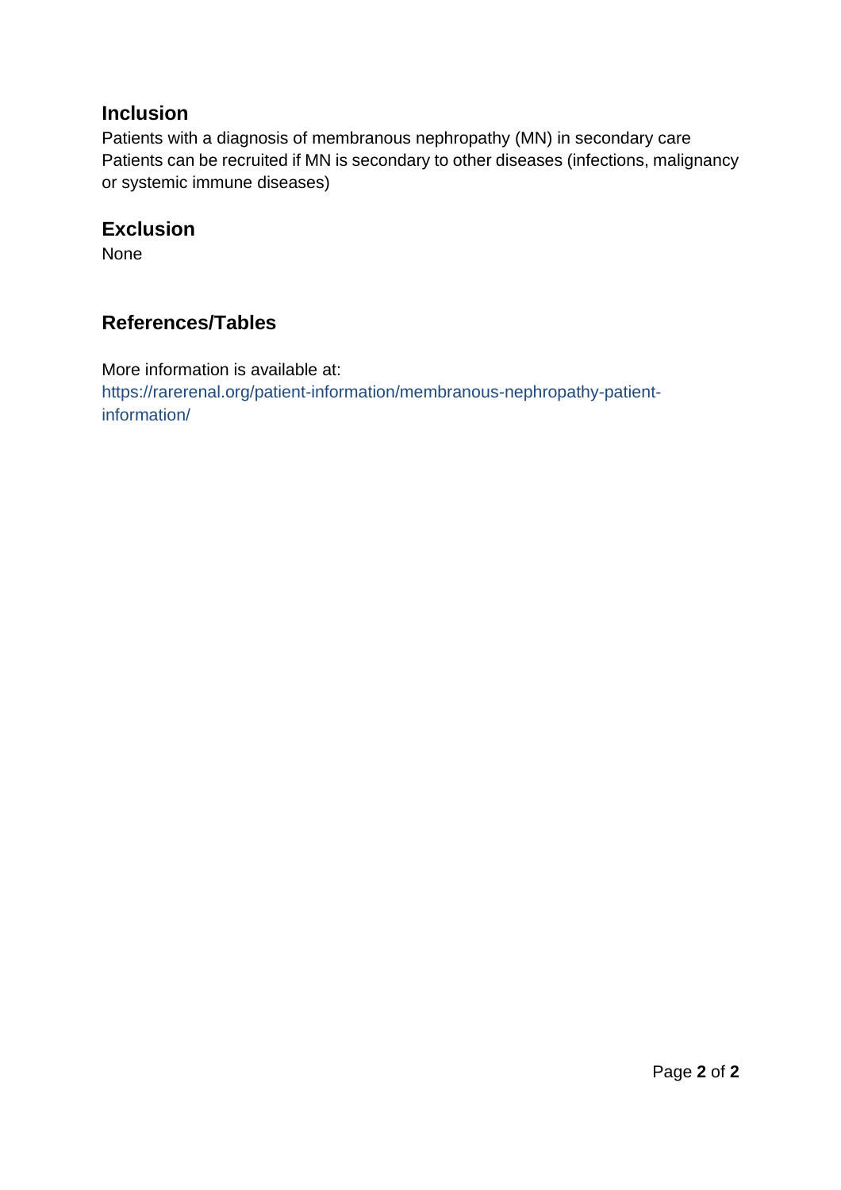## Inclusion

Patients with a diagnosis of membranous nephropathy (MN) in secondary care
Patients can be recruited if MN is secondary to other diseases (infections, malignancy or systemic immune diseases)

## Exclusion

None

## References/Tables

More information is available at:
https://rarerenal.org/patient-information/membranous-nephropathy-patient-information/